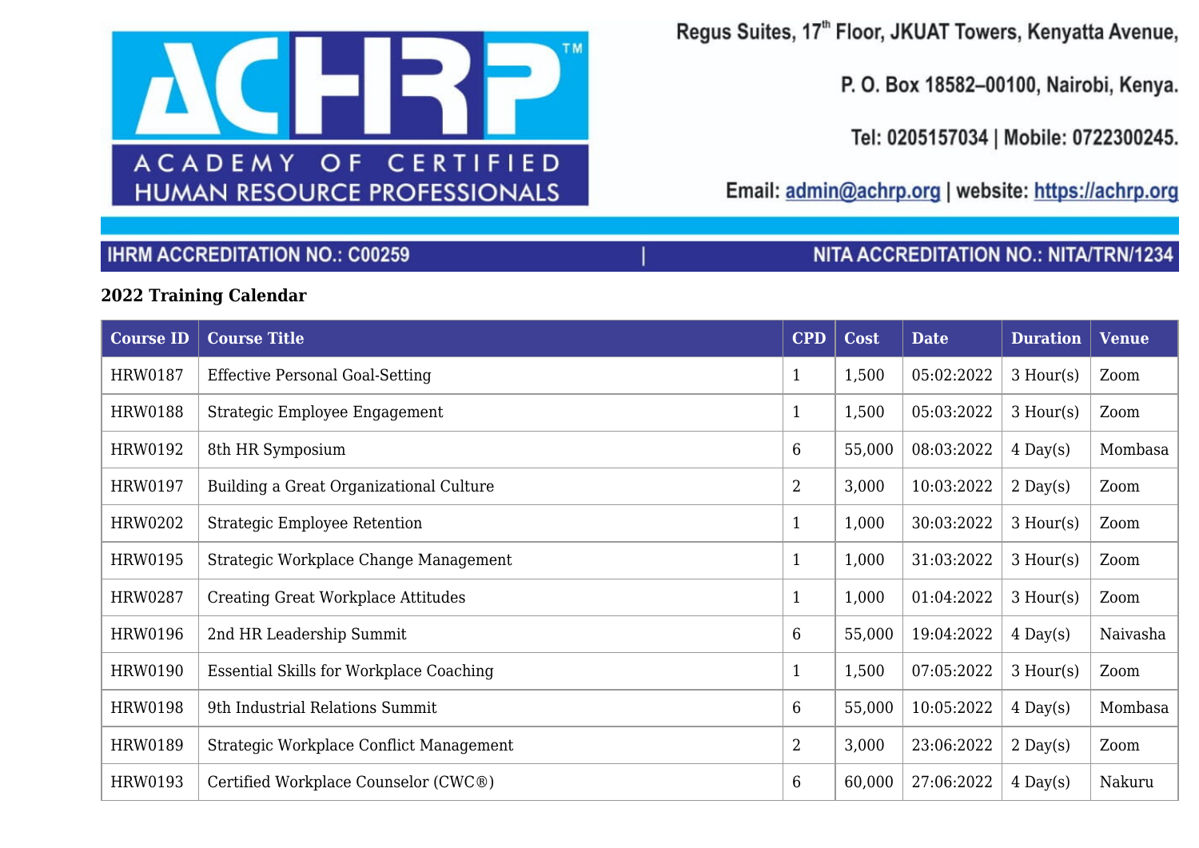ACHRP™
ACADEMY OF CERTIFIED HUMAN RESOURCE PROFESSIONALS

Regus Suites, 17th Floor, JKUAT Towers, Kenyatta Avenue,

P. O. Box 18582–00100, Nairobi, Kenya.

Tel: 0205157034 | Mobile: 0722300245.

Email: admin@achrp.org | website: https://achrp.org

IHRM ACCREDITATION NO.: C00259 | NITA ACCREDITATION NO.: NITA/TRN/1234

**2022 Training Calendar**

| Course ID | Course Title | CPD | Cost | Date | Duration | Venue |
|---|---|---|---|---|---|---|
| HRW0187 | Effective Personal Goal-Setting | 1 | 1,500 | 05:02:2022 | 3 Hour(s) | Zoom |
| HRW0188 | Strategic Employee Engagement | 1 | 1,500 | 05:03:2022 | 3 Hour(s) | Zoom |
| HRW0192 | 8th HR Symposium | 6 | 55,000 | 08:03:2022 | 4 Day(s) | Mombasa |
| HRW0197 | Building a Great Organizational Culture | 2 | 3,000 | 10:03:2022 | 2 Day(s) | Zoom |
| HRW0202 | Strategic Employee Retention | 1 | 1,000 | 30:03:2022 | 3 Hour(s) | Zoom |
| HRW0195 | Strategic Workplace Change Management | 1 | 1,000 | 31:03:2022 | 3 Hour(s) | Zoom |
| HRW0287 | Creating Great Workplace Attitudes | 1 | 1,000 | 01:04:2022 | 3 Hour(s) | Zoom |
| HRW0196 | 2nd HR Leadership Summit | 6 | 55,000 | 19:04:2022 | 4 Day(s) | Naivasha |
| HRW0190 | Essential Skills for Workplace Coaching | 1 | 1,500 | 07:05:2022 | 3 Hour(s) | Zoom |
| HRW0198 | 9th Industrial Relations Summit | 6 | 55,000 | 10:05:2022 | 4 Day(s) | Mombasa |
| HRW0189 | Strategic Workplace Conflict Management | 2 | 3,000 | 23:06:2022 | 2 Day(s) | Zoom |
| HRW0193 | Certified Workplace Counselor (CWC®) | 6 | 60,000 | 27:06:2022 | 4 Day(s) | Nakuru |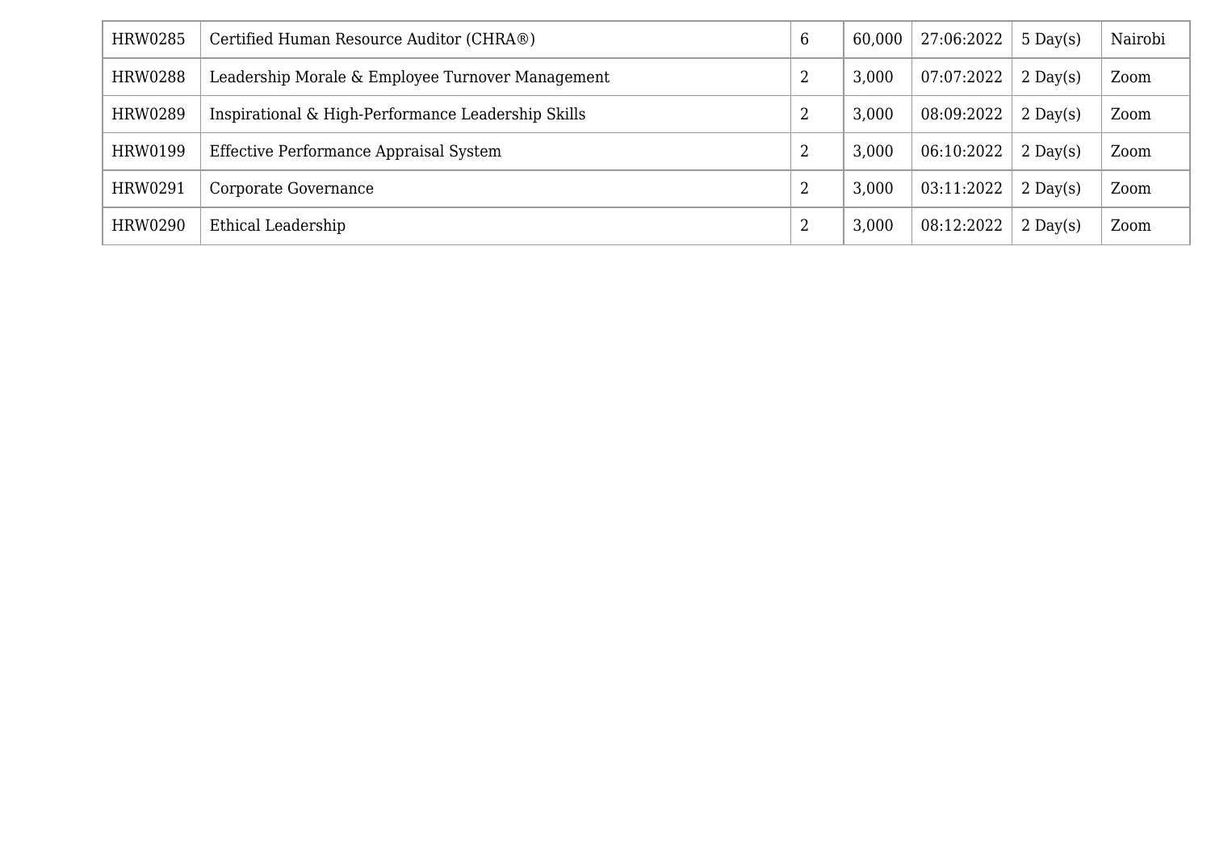| | | | | | | |
|---|---|---|---|---|---|---|
| HRW0285 | Certified Human Resource Auditor (CHRA®) | 6 | 60,000 | 27:06:2022 | 5 Day(s) | Nairobi |
| HRW0288 | Leadership Morale & Employee Turnover Management | 2 | 3,000 | 07:07:2022 | 2 Day(s) | Zoom |
| HRW0289 | Inspirational & High-Performance Leadership Skills | 2 | 3,000 | 08:09:2022 | 2 Day(s) | Zoom |
| HRW0199 | Effective Performance Appraisal System | 2 | 3,000 | 06:10:2022 | 2 Day(s) | Zoom |
| HRW0291 | Corporate Governance | 2 | 3,000 | 03:11:2022 | 2 Day(s) | Zoom |
| HRW0290 | Ethical Leadership | 2 | 3,000 | 08:12:2022 | 2 Day(s) | Zoom |